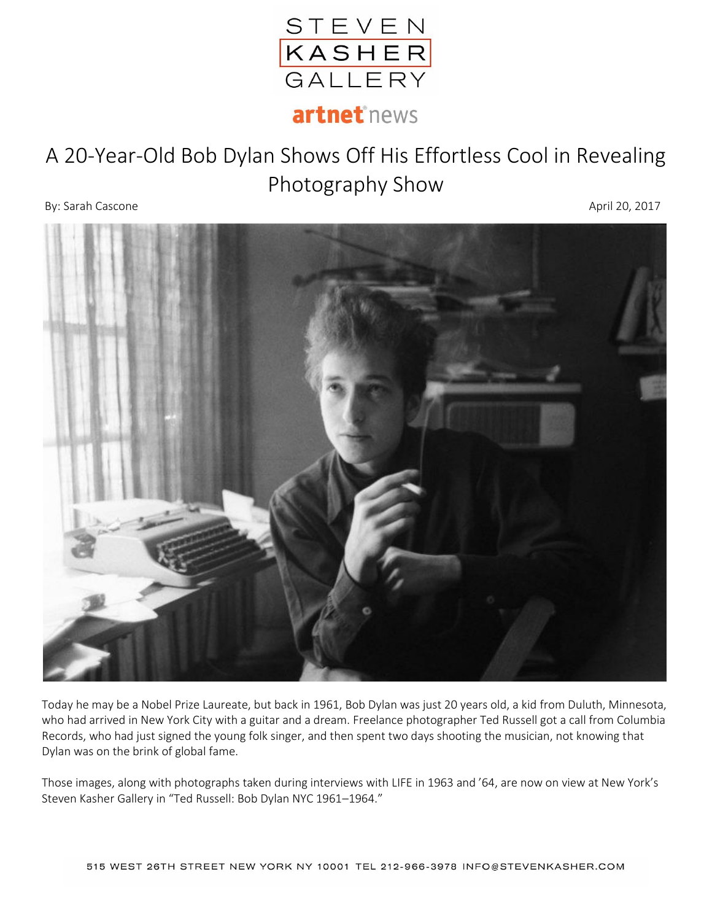STEVEN KASHER GALLERY

artnet news

# A 20-Year-Old Bob Dylan Shows Off His Effortless Cool in Revealing Photography Show

By: Sarah Cascone

April 20, 2017

Today he may be a Nobel Prize Laureate, but back in 1961, Bob Dylan was just 20 years old, a kid from Duluth, Minnesota, who had arrived in New York City with a guitar and a dream. Freelance photographer Ted Russell got a call from Columbia Records, who had just signed the young folk singer, and then spent two days shooting the musician, not knowing that Dylan was on the brink of global fame.

Those images, along with photographs taken during interviews with LIFE in 1963 and '64, are now on view at New York's Steven Kasher Gallery in "Ted Russell: Bob Dylan NYC 1961–1964."

515 WEST 26TH STREET NEW YORK NY 10001 TEL 212-966-3978 INFO@STEVENKASHER.COM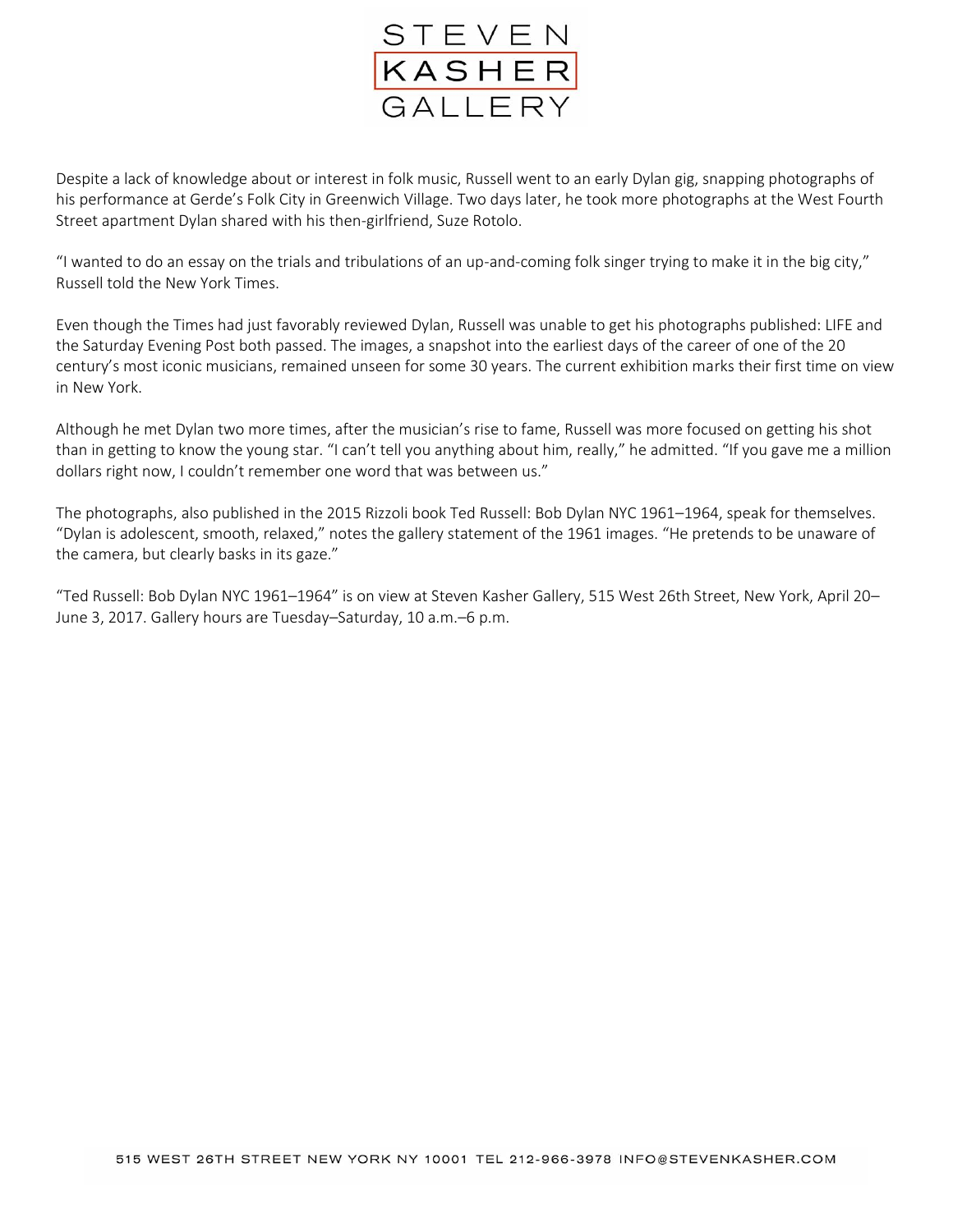Despite a lack of knowledge about or interest in folk music, Russell went to an early Dylan gig, snapping photographs of his performance at Gerde's Folk City in Greenwich Village. Two days later, he took more photographs at the West Fourth Street apartment Dylan shared with his then-girlfriend, Suze Rotolo.

"I wanted to do an essay on the trials and tribulations of an up-and-coming folk singer trying to make it in the big city," Russell told the New York Times.

Even though the Times had just favorably reviewed Dylan, Russell was unable to get his photographs published: LIFE and the Saturday Evening Post both passed. The images, a snapshot into the earliest days of the career of one of the 20 century's most iconic musicians, remained unseen for some 30 years. The current exhibition marks their first time on view in New York.

Although he met Dylan two more times, after the musician's rise to fame, Russell was more focused on getting his shot than in getting to know the young star. "I can't tell you anything about him, really," he admitted. "If you gave me a million dollars right now, I couldn't remember one word that was between us."

The photographs, also published in the 2015 Rizzoli book Ted Russell: Bob Dylan NYC 1961–1964, speak for themselves. "Dylan is adolescent, smooth, relaxed," notes the gallery statement of the 1961 images. "He pretends to be unaware of the camera, but clearly basks in its gaze."

"Ted Russell: Bob Dylan NYC 1961–1964" is on view at Steven Kasher Gallery, 515 West 26th Street, New York, April 20–June 3, 2017. Gallery hours are Tuesday–Saturday, 10 a.m.–6 p.m.